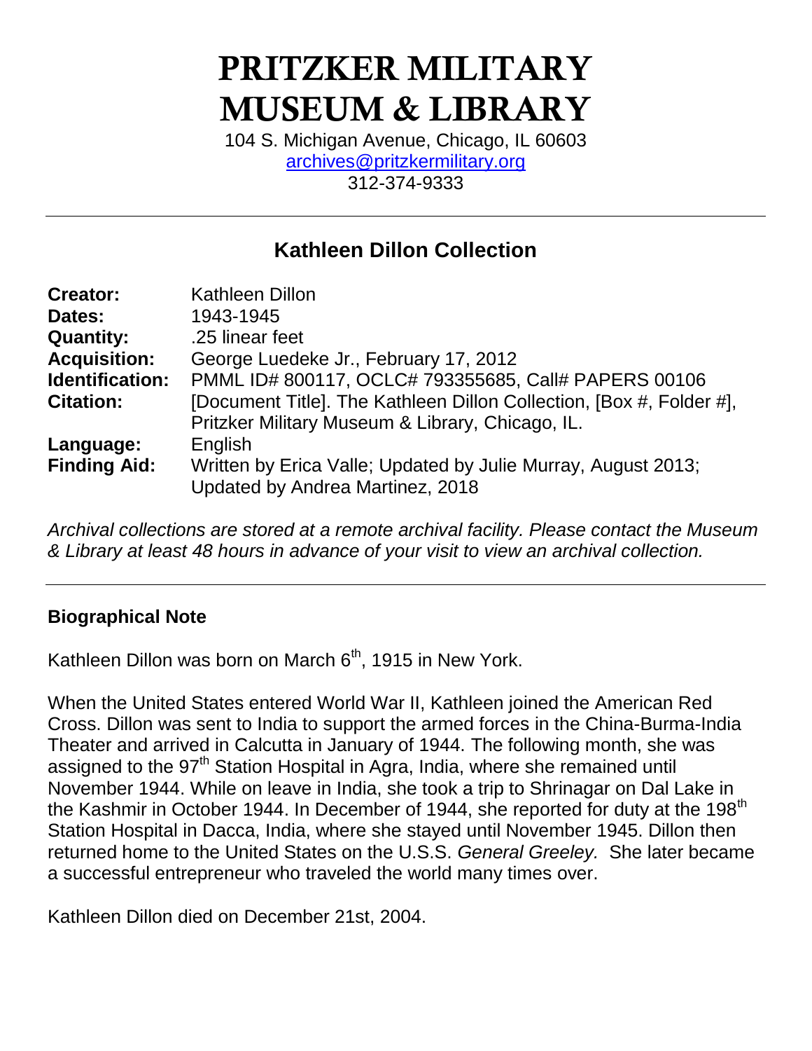# PRITZKER MILITARY MUSEUM & LIBRARY

104 S. Michigan Avenue, Chicago, IL 60603
archives@pritzkermilitary.org
312-374-9333

---

## Kathleen Dillon Collection

| | |
|---|---|
| **Creator:** | Kathleen Dillon |
| **Dates:** | 1943-1945 |
| **Quantity:** | .25 linear feet |
| **Acquisition:** | George Luedeke Jr., February 17, 2012 |
| **Identification:** | PMML ID# 800117, OCLC# 793355685, Call# PAPERS 00106 |
| **Citation:** | [Document Title]. The Kathleen Dillon Collection, [Box #, Folder #], Pritzker Military Museum & Library, Chicago, IL. |
| **Language:** | English |
| **Finding Aid:** | Written by Erica Valle; Updated by Julie Murray, August 2013; Updated by Andrea Martinez, 2018 |

*Archival collections are stored at a remote archival facility. Please contact the Museum & Library at least 48 hours in advance of your visit to view an archival collection.*

---

### Biographical Note

Kathleen Dillon was born on March 6th, 1915 in New York.

When the United States entered World War II, Kathleen joined the American Red Cross. Dillon was sent to India to support the armed forces in the China-Burma-India Theater and arrived in Calcutta in January of 1944. The following month, she was assigned to the 97th Station Hospital in Agra, India, where she remained until November 1944. While on leave in India, she took a trip to Shrinagar on Dal Lake in the Kashmir in October 1944. In December of 1944, she reported for duty at the 198th Station Hospital in Dacca, India, where she stayed until November 1945. Dillon then returned home to the United States on the U.S.S. *General Greeley.* She later became a successful entrepreneur who traveled the world many times over.

Kathleen Dillon died on December 21st, 2004.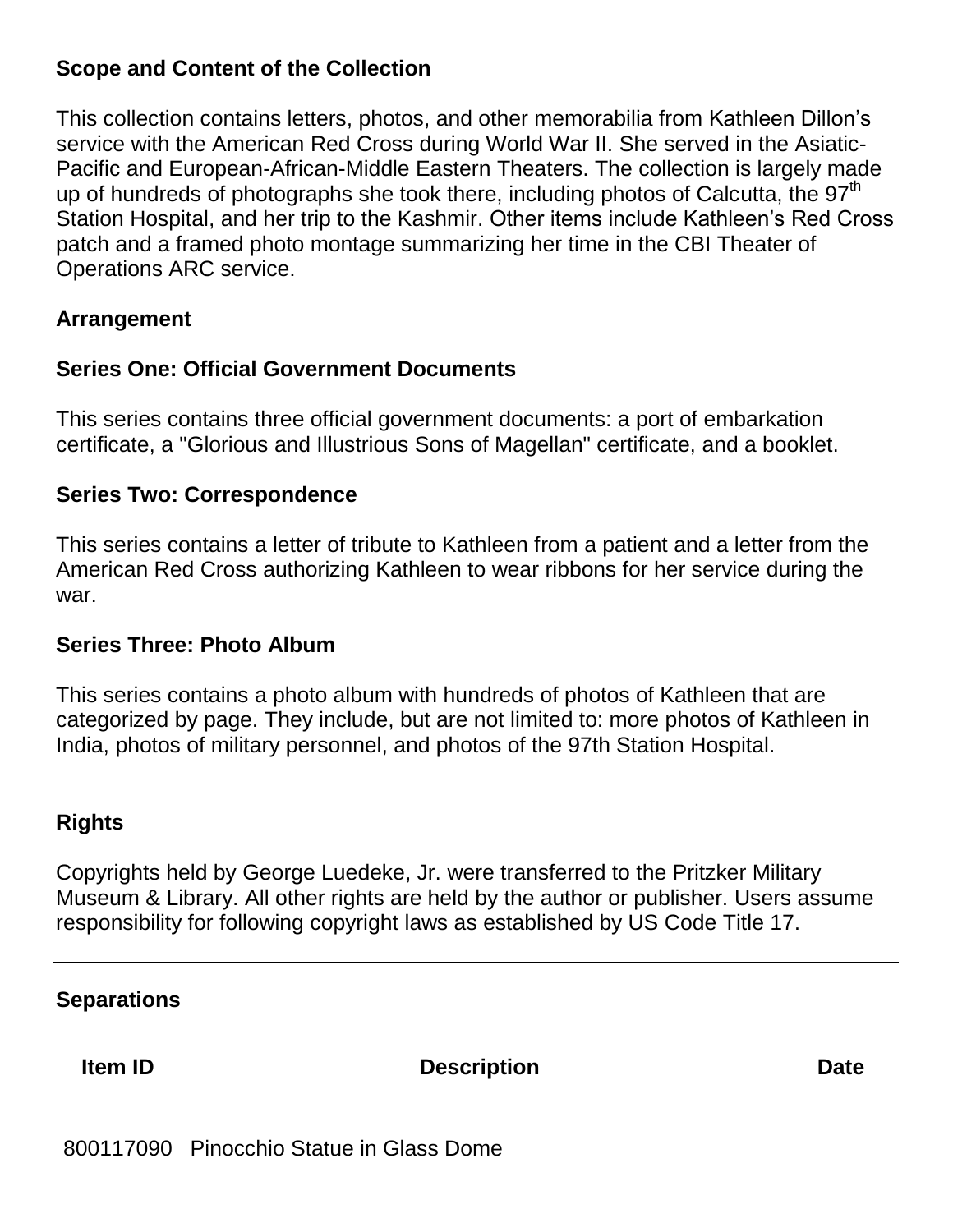## Scope and Content of the Collection

This collection contains letters, photos, and other memorabilia from Kathleen Dillon's service with the American Red Cross during World War II. She served in the Asiatic-Pacific and European-African-Middle Eastern Theaters. The collection is largely made up of hundreds of photographs she took there, including photos of Calcutta, the 97th Station Hospital, and her trip to the Kashmir. Other items include Kathleen's Red Cross patch and a framed photo montage summarizing her time in the CBI Theater of Operations ARC service.

## Arrangement

### Series One: Official Government Documents

This series contains three official government documents: a port of embarkation certificate, a "Glorious and Illustrious Sons of Magellan" certificate, and a booklet.

### Series Two: Correspondence

This series contains a letter of tribute to Kathleen from a patient and a letter from the American Red Cross authorizing Kathleen to wear ribbons for her service during the war.

### Series Three: Photo Album

This series contains a photo album with hundreds of photos of Kathleen that are categorized by page. They include, but are not limited to: more photos of Kathleen in India, photos of military personnel, and photos of the 97th Station Hospital.

---

## Rights

Copyrights held by George Luedeke, Jr. were transferred to the Pritzker Military Museum & Library. All other rights are held by the author or publisher. Users assume responsibility for following copyright laws as established by US Code Title 17.

---

## Separations

| Item ID | Description | Date |
| --- | --- | --- |
| 800117090 | Pinocchio Statue in Glass Dome | |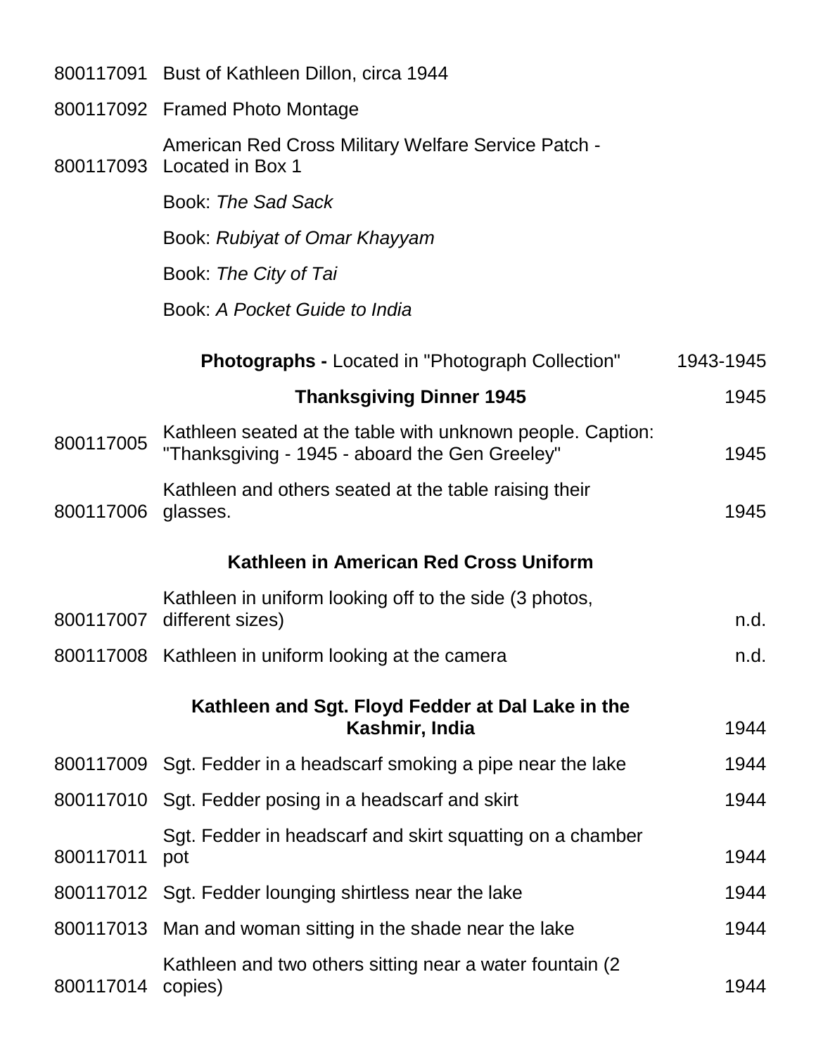| | | |
|---|---|---|
| 800117091 | Bust of Kathleen Dillon, circa 1944 | |
| 800117092 | Framed Photo Montage | |
| 800117093 | American Red Cross Military Welfare Service Patch - Located in Box 1 | |
| | Book: *The Sad Sack* | |
| | Book: *Rubiyat of Omar Khayyam* | |
| | Book: *The City of Tai* | |
| | Book: *A Pocket Guide to India* | |
| | **Photographs -** Located in "Photograph Collection" | 1943-1945 |
| | **Thanksgiving Dinner 1945** | 1945 |
| 800117005 | Kathleen seated at the table with unknown people. Caption: "Thanksgiving - 1945 - aboard the Gen Greeley" | 1945 |
| 800117006 | Kathleen and others seated at the table raising their glasses. | 1945 |
| | **Kathleen in American Red Cross Uniform** | |
| 800117007 | Kathleen in uniform looking off to the side (3 photos, different sizes) | n.d. |
| 800117008 | Kathleen in uniform looking at the camera | n.d. |
| | **Kathleen and Sgt. Floyd Fedder at Dal Lake in the Kashmir, India** | 1944 |
| 800117009 | Sgt. Fedder in a headscarf smoking a pipe near the lake | 1944 |
| 800117010 | Sgt. Fedder posing in a headscarf and skirt | 1944 |
| 800117011 | Sgt. Fedder in headscarf and skirt squatting on a chamber pot | 1944 |
| 800117012 | Sgt. Fedder lounging shirtless near the lake | 1944 |
| 800117013 | Man and woman sitting in the shade near the lake | 1944 |
| 800117014 | Kathleen and two others sitting near a water fountain (2 copies) | 1944 |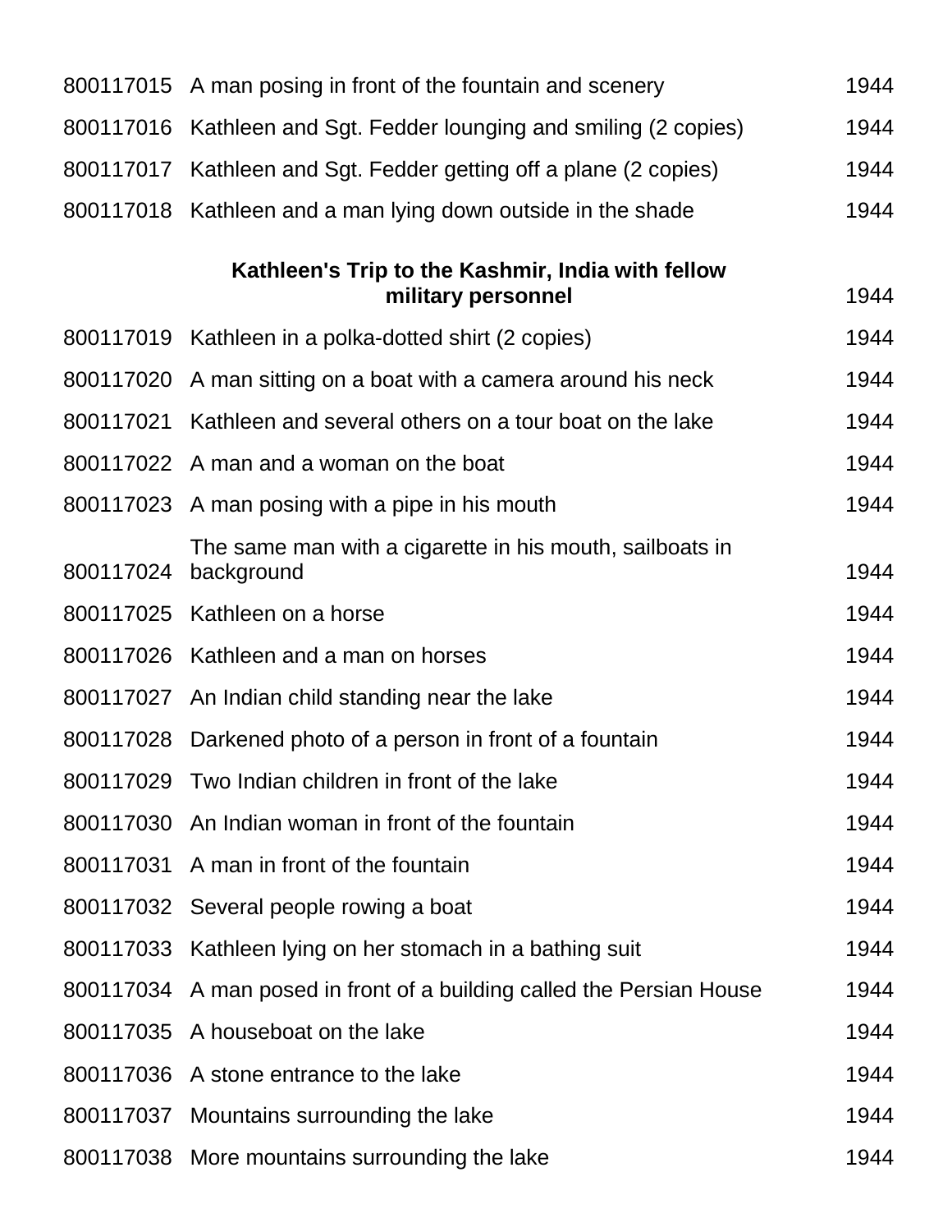| | | |
|---|---|---|
| 800117015 | A man posing in front of the fountain and scenery | 1944 |
| 800117016 | Kathleen and Sgt. Fedder lounging and smiling (2 copies) | 1944 |
| 800117017 | Kathleen and Sgt. Fedder getting off a plane (2 copies) | 1944 |
| 800117018 | Kathleen and a man lying down outside in the shade | 1944 |
| | **Kathleen's Trip to the Kashmir, India with fellow military personnel** | 1944 |
| 800117019 | Kathleen in a polka-dotted shirt (2 copies) | 1944 |
| 800117020 | A man sitting on a boat with a camera around his neck | 1944 |
| 800117021 | Kathleen and several others on a tour boat on the lake | 1944 |
| 800117022 | A man and a woman on the boat | 1944 |
| 800117023 | A man posing with a pipe in his mouth | 1944 |
| 800117024 | The same man with a cigarette in his mouth, sailboats in background | 1944 |
| 800117025 | Kathleen on a horse | 1944 |
| 800117026 | Kathleen and a man on horses | 1944 |
| 800117027 | An Indian child standing near the lake | 1944 |
| 800117028 | Darkened photo of a person in front of a fountain | 1944 |
| 800117029 | Two Indian children in front of the lake | 1944 |
| 800117030 | An Indian woman in front of the fountain | 1944 |
| 800117031 | A man in front of the fountain | 1944 |
| 800117032 | Several people rowing a boat | 1944 |
| 800117033 | Kathleen lying on her stomach in a bathing suit | 1944 |
| 800117034 | A man posed in front of a building called the Persian House | 1944 |
| 800117035 | A houseboat on the lake | 1944 |
| 800117036 | A stone entrance to the lake | 1944 |
| 800117037 | Mountains surrounding the lake | 1944 |
| 800117038 | More mountains surrounding the lake | 1944 |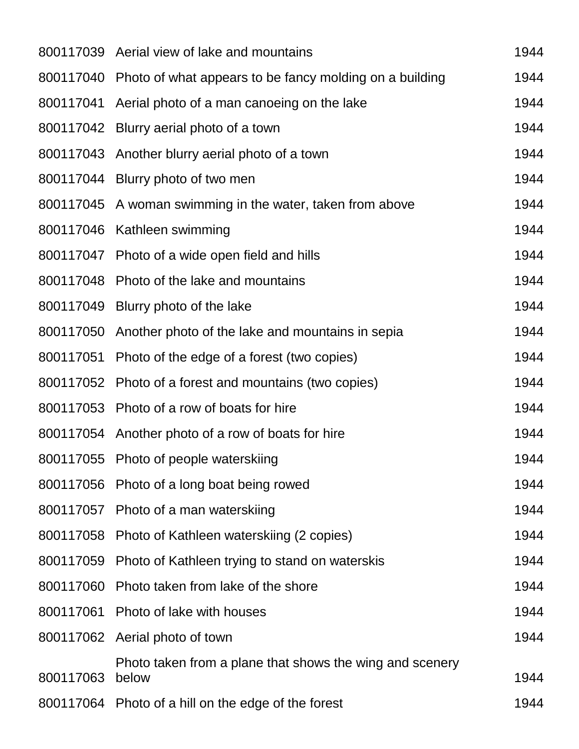| | | |
|---|---|---|
| 800117039 | Aerial view of lake and mountains | 1944 |
| 800117040 | Photo of what appears to be fancy molding on a building | 1944 |
| 800117041 | Aerial photo of a man canoeing on the lake | 1944 |
| 800117042 | Blurry aerial photo of a town | 1944 |
| 800117043 | Another blurry aerial photo of a town | 1944 |
| 800117044 | Blurry photo of two men | 1944 |
| 800117045 | A woman swimming in the water, taken from above | 1944 |
| 800117046 | Kathleen swimming | 1944 |
| 800117047 | Photo of a wide open field and hills | 1944 |
| 800117048 | Photo of the lake and mountains | 1944 |
| 800117049 | Blurry photo of the lake | 1944 |
| 800117050 | Another photo of the lake and mountains in sepia | 1944 |
| 800117051 | Photo of the edge of a forest (two copies) | 1944 |
| 800117052 | Photo of a forest and mountains (two copies) | 1944 |
| 800117053 | Photo of a row of boats for hire | 1944 |
| 800117054 | Another photo of a row of boats for hire | 1944 |
| 800117055 | Photo of people waterskiing | 1944 |
| 800117056 | Photo of a long boat being rowed | 1944 |
| 800117057 | Photo of a man waterskiing | 1944 |
| 800117058 | Photo of Kathleen waterskiing (2 copies) | 1944 |
| 800117059 | Photo of Kathleen trying to stand on waterskis | 1944 |
| 800117060 | Photo taken from lake of the shore | 1944 |
| 800117061 | Photo of lake with houses | 1944 |
| 800117062 | Aerial photo of town | 1944 |
| 800117063 | Photo taken from a plane that shows the wing and scenery below | 1944 |
| 800117064 | Photo of a hill on the edge of the forest | 1944 |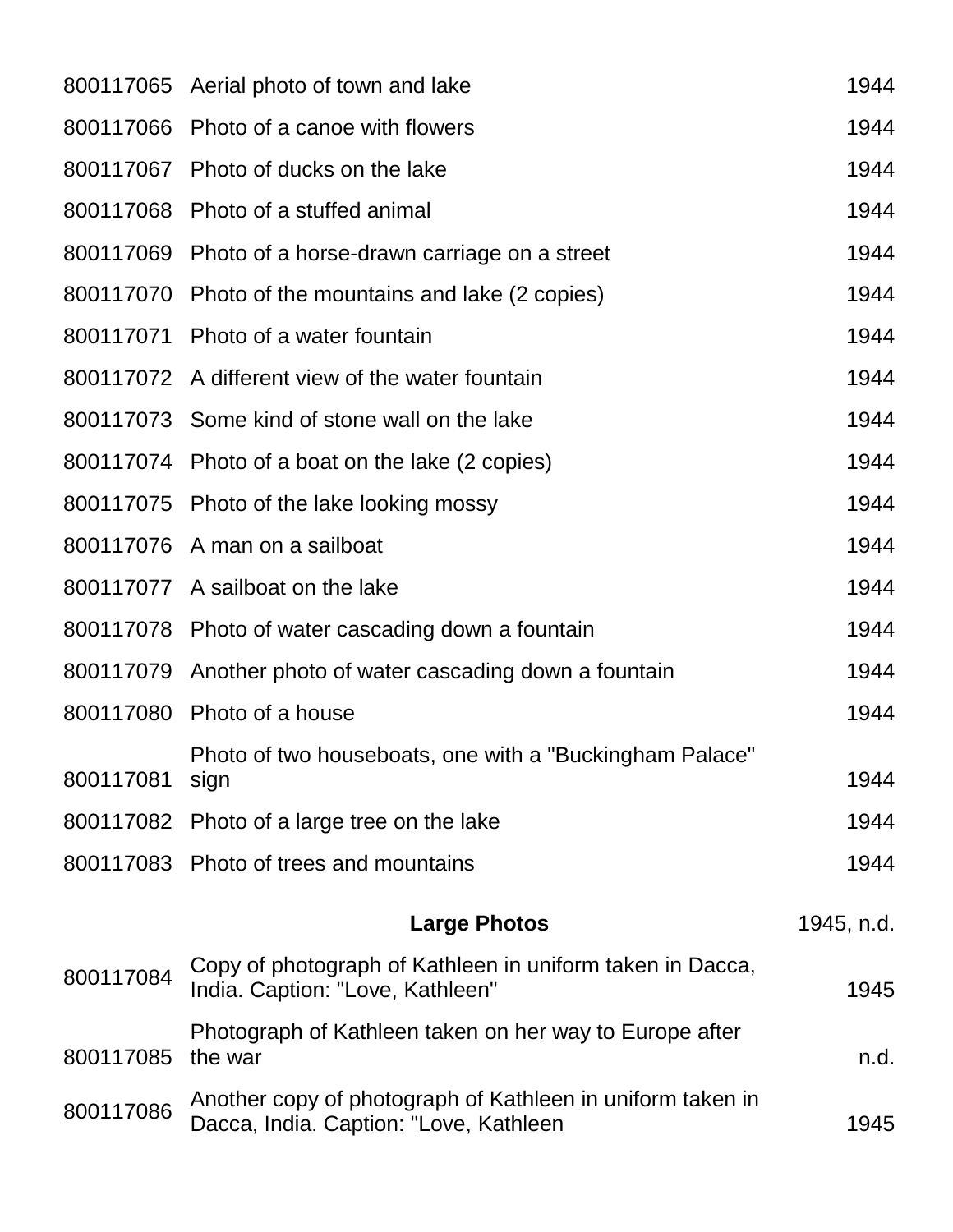| | | |
|---|---|---|
| 800117065 | Aerial photo of town and lake | 1944 |
| 800117066 | Photo of a canoe with flowers | 1944 |
| 800117067 | Photo of ducks on the lake | 1944 |
| 800117068 | Photo of a stuffed animal | 1944 |
| 800117069 | Photo of a horse-drawn carriage on a street | 1944 |
| 800117070 | Photo of the mountains and lake (2 copies) | 1944 |
| 800117071 | Photo of a water fountain | 1944 |
| 800117072 | A different view of the water fountain | 1944 |
| 800117073 | Some kind of stone wall on the lake | 1944 |
| 800117074 | Photo of a boat on the lake (2 copies) | 1944 |
| 800117075 | Photo of the lake looking mossy | 1944 |
| 800117076 | A man on a sailboat | 1944 |
| 800117077 | A sailboat on the lake | 1944 |
| 800117078 | Photo of water cascading down a fountain | 1944 |
| 800117079 | Another photo of water cascading down a fountain | 1944 |
| 800117080 | Photo of a house | 1944 |
| 800117081 | Photo of two houseboats, one with a "Buckingham Palace" sign | 1944 |
| 800117082 | Photo of a large tree on the lake | 1944 |
| 800117083 | Photo of trees and mountains | 1944 |
| | **Large Photos** | 1945, n.d. |
| 800117084 | Copy of photograph of Kathleen in uniform taken in Dacca, India. Caption: "Love, Kathleen" | 1945 |
| 800117085 | Photograph of Kathleen taken on her way to Europe after the war | n.d. |
| 800117086 | Another copy of photograph of Kathleen in uniform taken in Dacca, India. Caption: "Love, Kathleen | 1945 |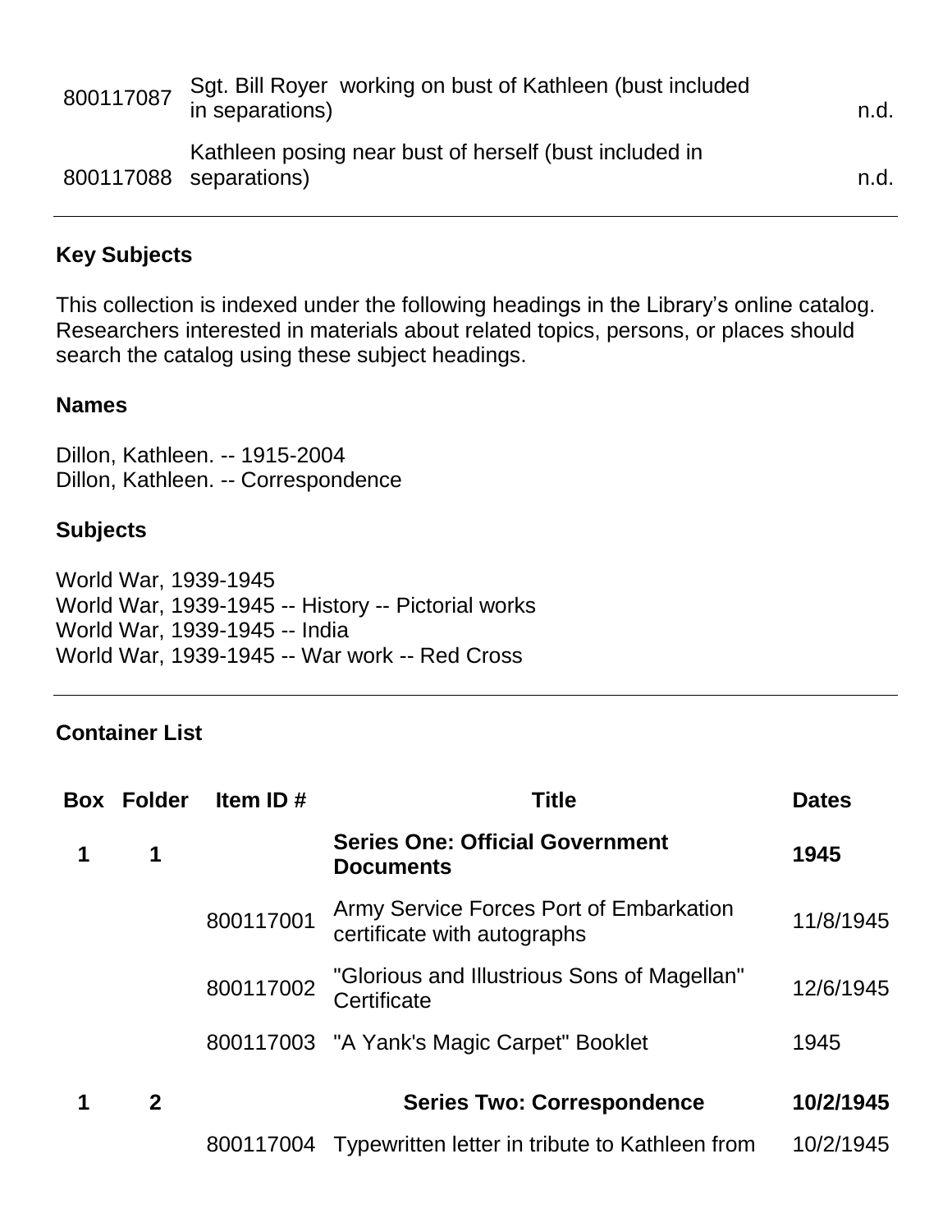| | | |
|---|---|---|
| 800117087 | Sgt. Bill Royer working on bust of Kathleen (bust included in separations) | n.d. |
| 800117088 | Kathleen posing near bust of herself (bust included in separations) | n.d. |

---

## Key Subjects

This collection is indexed under the following headings in the Library's online catalog. Researchers interested in materials about related topics, persons, or places should search the catalog using these subject headings.

### Names

Dillon, Kathleen. -- 1915-2004
Dillon, Kathleen. -- Correspondence

### Subjects

World War, 1939-1945
World War, 1939-1945 -- History -- Pictorial works
World War, 1939-1945 -- India
World War, 1939-1945 -- War work -- Red Cross

---

## Container List

| Box | Folder | Item ID # | Title | Dates |
|---|---|---|---|---|
| **1** | **1** | | **Series One: Official Government Documents** | **1945** |
| | | 800117001 | Army Service Forces Port of Embarkation certificate with autographs | 11/8/1945 |
| | | 800117002 | "Glorious and Illustrious Sons of Magellan" Certificate | 12/6/1945 |
| | | 800117003 | "A Yank's Magic Carpet" Booklet | 1945 |
| **1** | **2** | | **Series Two: Correspondence** | **10/2/1945** |
| | | 800117004 | Typewritten letter in tribute to Kathleen from | 10/2/1945 |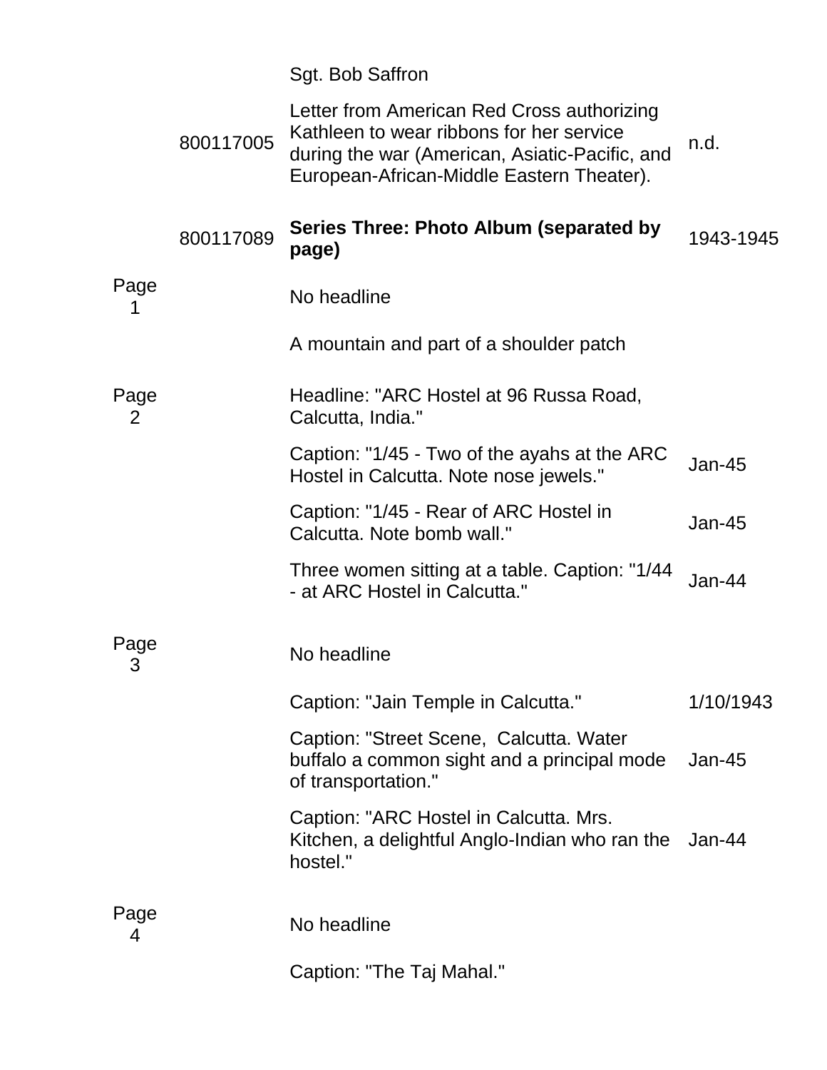| | | | |
|---|---|---|---|
| | | Sgt. Bob Saffron | |
| | 800117005 | Letter from American Red Cross authorizing Kathleen to wear ribbons for her service during the war (American, Asiatic-Pacific, and European-African-Middle Eastern Theater). | n.d. |
| | 800117089 | **Series Three: Photo Album (separated by page)** | 1943-1945 |
| Page 1 | | No headline | |
| | | A mountain and part of a shoulder patch | |
| Page 2 | | Headline: "ARC Hostel at 96 Russa Road, Calcutta, India." | |
| | | Caption: "1/45 - Two of the ayahs at the ARC Hostel in Calcutta. Note nose jewels." | Jan-45 |
| | | Caption: "1/45 - Rear of ARC Hostel in Calcutta. Note bomb wall." | Jan-45 |
| | | Three women sitting at a table. Caption: "1/44 - at ARC Hostel in Calcutta." | Jan-44 |
| Page 3 | | No headline | |
| | | Caption: "Jain Temple in Calcutta." | 1/10/1943 |
| | | Caption: "Street Scene, Calcutta. Water buffalo a common sight and a principal mode of transportation." | Jan-45 |
| | | Caption: "ARC Hostel in Calcutta. Mrs. Kitchen, a delightful Anglo-Indian who ran the hostel." | Jan-44 |
| Page 4 | | No headline | |
| | | Caption: "The Taj Mahal." | |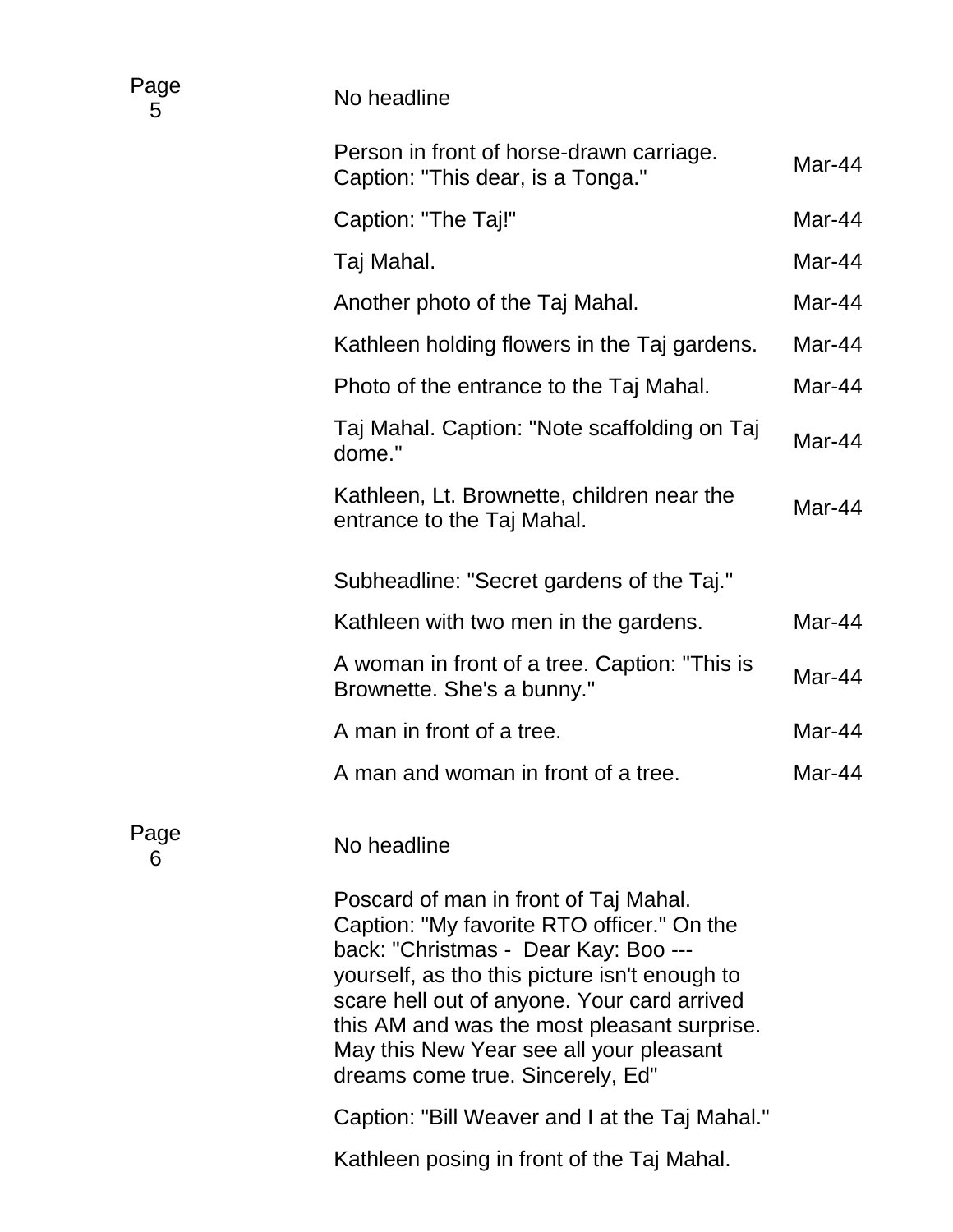| Page | Description | Date |
|---|---|---|
| Page 5 | No headline | |
| | Person in front of horse-drawn carriage. Caption: "This dear, is a Tonga." | Mar-44 |
| | Caption: "The Taj!" | Mar-44 |
| | Taj Mahal. | Mar-44 |
| | Another photo of the Taj Mahal. | Mar-44 |
| | Kathleen holding flowers in the Taj gardens. | Mar-44 |
| | Photo of the entrance to the Taj Mahal. | Mar-44 |
| | Taj Mahal. Caption: "Note scaffolding on Taj dome." | Mar-44 |
| | Kathleen, Lt. Brownette, children near the entrance to the Taj Mahal. | Mar-44 |
| | Subheadline: "Secret gardens of the Taj." | |
| | Kathleen with two men in the gardens. | Mar-44 |
| | A woman in front of a tree. Caption: "This is Brownette. She's a bunny." | Mar-44 |
| | A man in front of a tree. | Mar-44 |
| | A man and woman in front of a tree. | Mar-44 |
| Page 6 | No headline | |
| | Poscard of man in front of Taj Mahal. Caption: "My favorite RTO officer." On the back: "Christmas - Dear Kay: Boo --- yourself, as tho this picture isn't enough to scare hell out of anyone. Your card arrived this AM and was the most pleasant surprise. May this New Year see all your pleasant dreams come true. Sincerely, Ed" | |
| | Caption: "Bill Weaver and I at the Taj Mahal." | |
| | Kathleen posing in front of the Taj Mahal. | |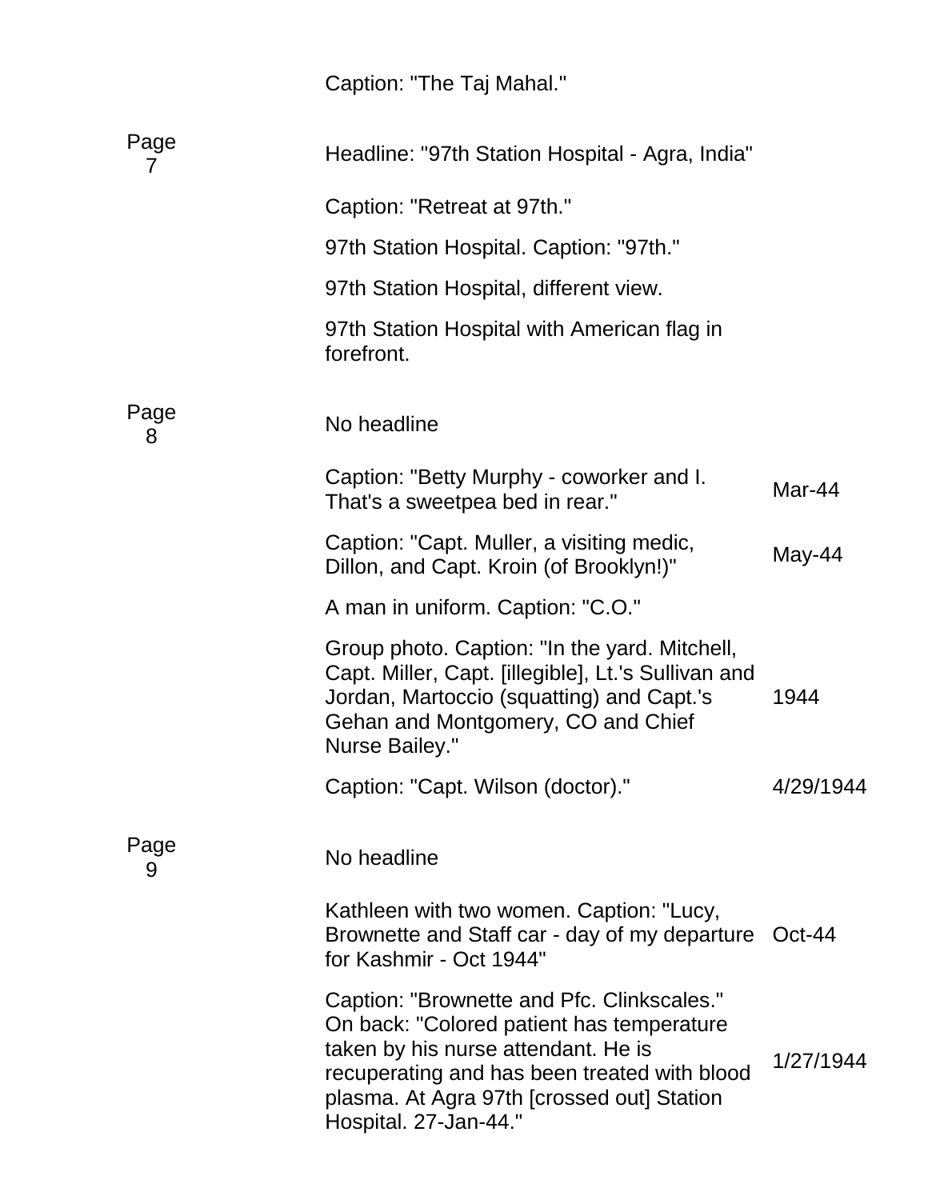| | | |
|---|---|---|
| | Caption: "The Taj Mahal." | |
| Page 7 | Headline: "97th Station Hospital - Agra, India" | |
| | Caption: "Retreat at 97th." | |
| | 97th Station Hospital. Caption: "97th." | |
| | 97th Station Hospital, different view. | |
| | 97th Station Hospital with American flag in forefront. | |
| Page 8 | No headline | |
| | Caption: "Betty Murphy - coworker and I. That's a sweetpea bed in rear." | Mar-44 |
| | Caption: "Capt. Muller, a visiting medic, Dillon, and Capt. Kroin (of Brooklyn!)" | May-44 |
| | A man in uniform. Caption: "C.O." | |
| | Group photo. Caption: "In the yard. Mitchell, Capt. Miller, Capt. [illegible], Lt.'s Sullivan and Jordan, Martoccio (squatting) and Capt.'s Gehan and Montgomery, CO and Chief Nurse Bailey." | 1944 |
| | Caption: "Capt. Wilson (doctor)." | 4/29/1944 |
| Page 9 | No headline | |
| | Kathleen with two women. Caption: "Lucy, Brownette and Staff car - day of my departure for Kashmir - Oct 1944" | Oct-44 |
| | Caption: "Brownette and Pfc. Clinkscales." On back: "Colored patient has temperature taken by his nurse attendant. He is recuperating and has been treated with blood plasma. At Agra 97th [crossed out] Station Hospital. 27-Jan-44." | 1/27/1944 |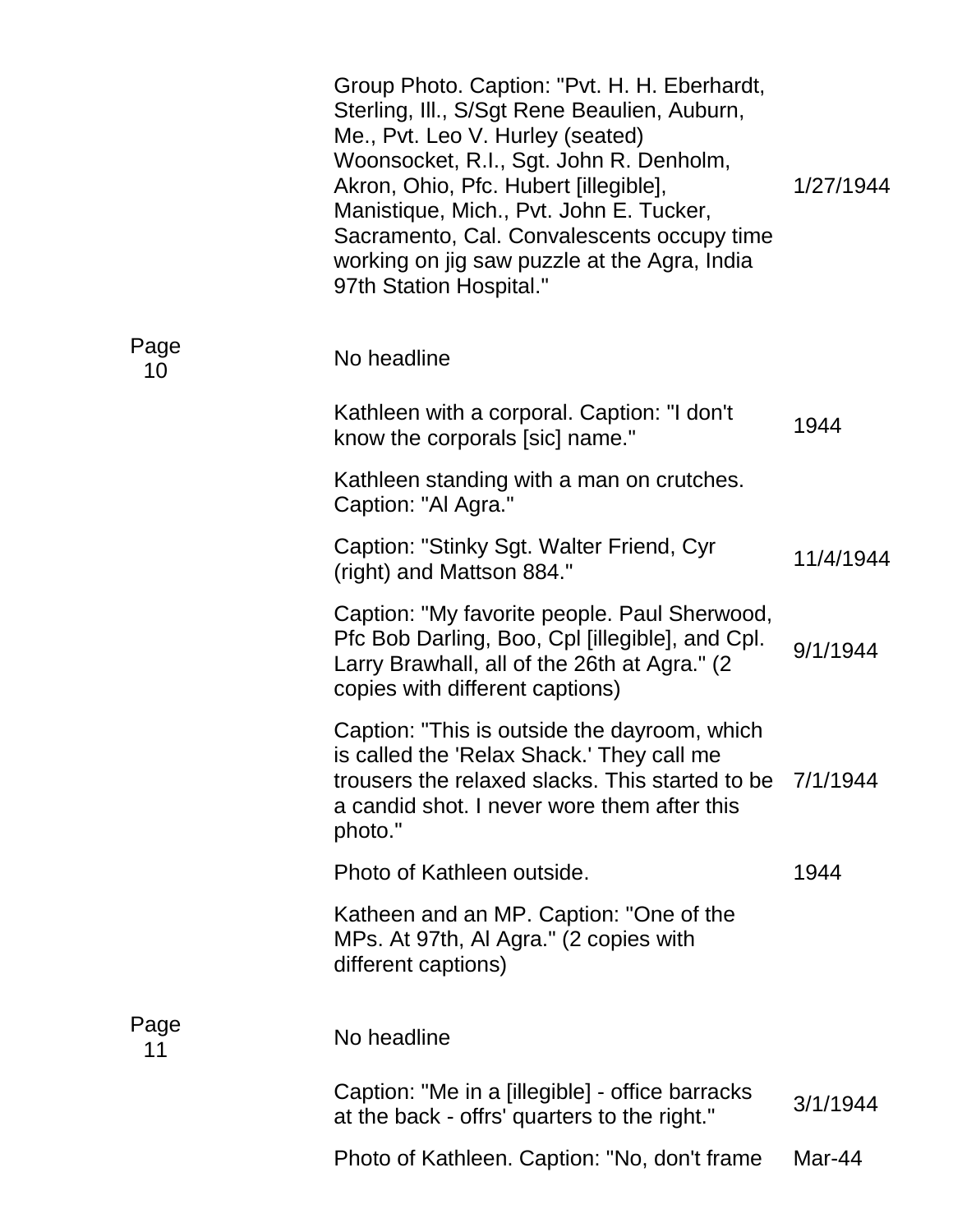| | | |
|---|---|---|
| | Group Photo. Caption: "Pvt. H. H. Eberhardt, Sterling, Ill., S/Sgt Rene Beaulien, Auburn, Me., Pvt. Leo V. Hurley (seated) Woonsocket, R.I., Sgt. John R. Denholm, Akron, Ohio, Pfc. Hubert [illegible], Manistique, Mich., Pvt. John E. Tucker, Sacramento, Cal. Convalescents occupy time working on jig saw puzzle at the Agra, India 97th Station Hospital." | 1/27/1944 |
| Page 10 | No headline | |
| | Kathleen with a corporal. Caption: "I don't know the corporals [sic] name." | 1944 |
| | Kathleen standing with a man on crutches. Caption: "Al Agra." | |
| | Caption: "Stinky Sgt. Walter Friend, Cyr (right) and Mattson 884." | 11/4/1944 |
| | Caption: "My favorite people. Paul Sherwood, Pfc Bob Darling, Boo, Cpl [illegible], and Cpl. Larry Brawhall, all of the 26th at Agra." (2 copies with different captions) | 9/1/1944 |
| | Caption: "This is outside the dayroom, which is called the 'Relax Shack.' They call me trousers the relaxed slacks. This started to be a candid shot. I never wore them after this photo." | 7/1/1944 |
| | Photo of Kathleen outside. | 1944 |
| | Katheen and an MP. Caption: "One of the MPs. At 97th, Al Agra." (2 copies with different captions) | |
| Page 11 | No headline | |
| | Caption: "Me in a [illegible] - office barracks at the back - offrs' quarters to the right." | 3/1/1944 |
| | Photo of Kathleen. Caption: "No, don't frame | Mar-44 |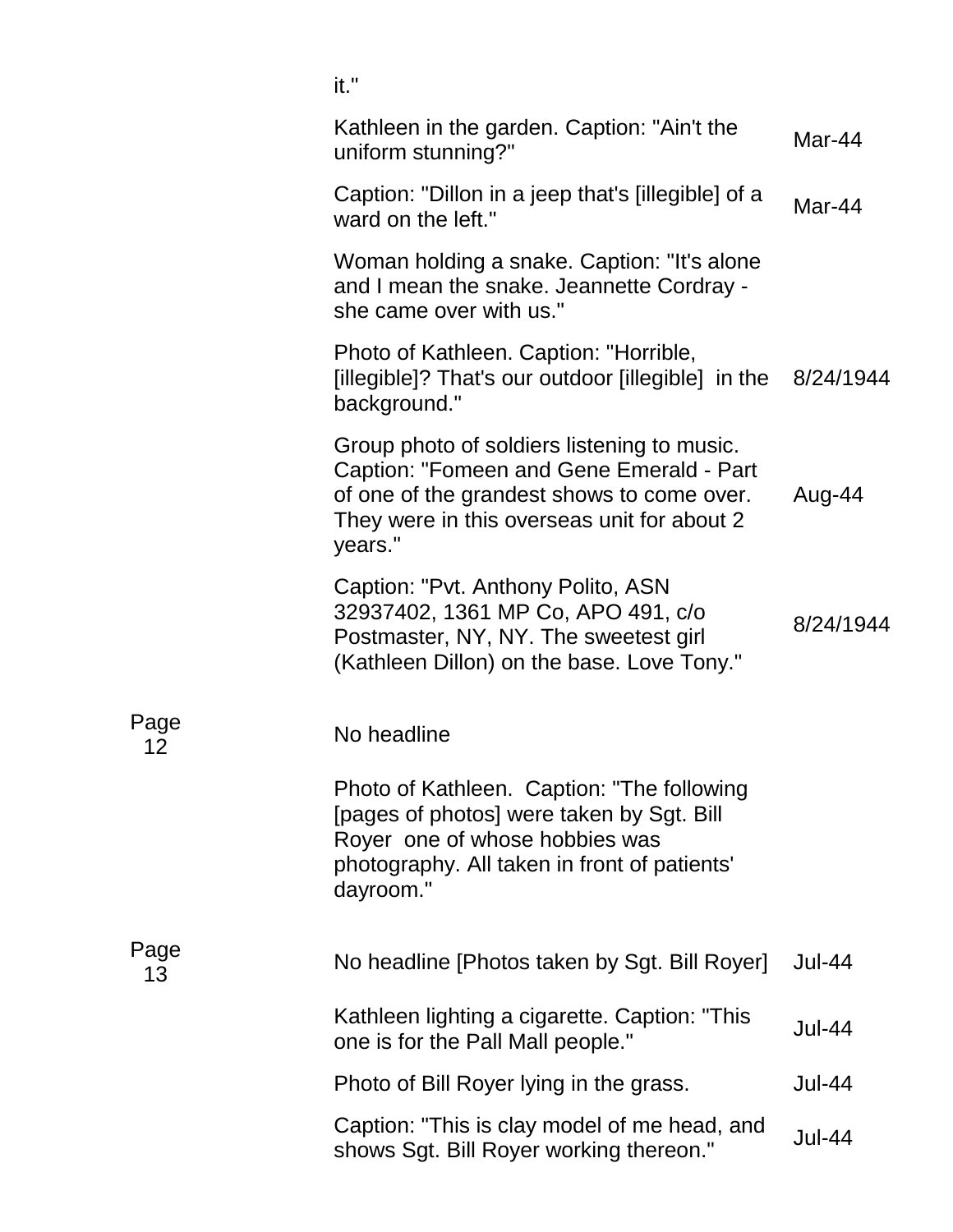| | | |
|---|---|---|
| | it." | |
| | Kathleen in the garden. Caption: "Ain't the uniform stunning?" | Mar-44 |
| | Caption: "Dillon in a jeep that's [illegible] of a ward on the left." | Mar-44 |
| | Woman holding a snake. Caption: "It's alone and I mean the snake. Jeannette Cordray - she came over with us." | |
| | Photo of Kathleen. Caption: "Horrible, [illegible]? That's our outdoor [illegible] in the background." | 8/24/1944 |
| | Group photo of soldiers listening to music. Caption: "Fomeen and Gene Emerald - Part of one of the grandest shows to come over. They were in this overseas unit for about 2 years." | Aug-44 |
| | Caption: "Pvt. Anthony Polito, ASN 32937402, 1361 MP Co, APO 491, c/o Postmaster, NY, NY. The sweetest girl (Kathleen Dillon) on the base. Love Tony." | 8/24/1944 |
| Page 12 | No headline | |
| | Photo of Kathleen. Caption: "The following [pages of photos] were taken by Sgt. Bill Royer one of whose hobbies was photography. All taken in front of patients' dayroom." | |
| Page 13 | No headline [Photos taken by Sgt. Bill Royer] | Jul-44 |
| | Kathleen lighting a cigarette. Caption: "This one is for the Pall Mall people." | Jul-44 |
| | Photo of Bill Royer lying in the grass. | Jul-44 |
| | Caption: "This is clay model of me head, and shows Sgt. Bill Royer working thereon." | Jul-44 |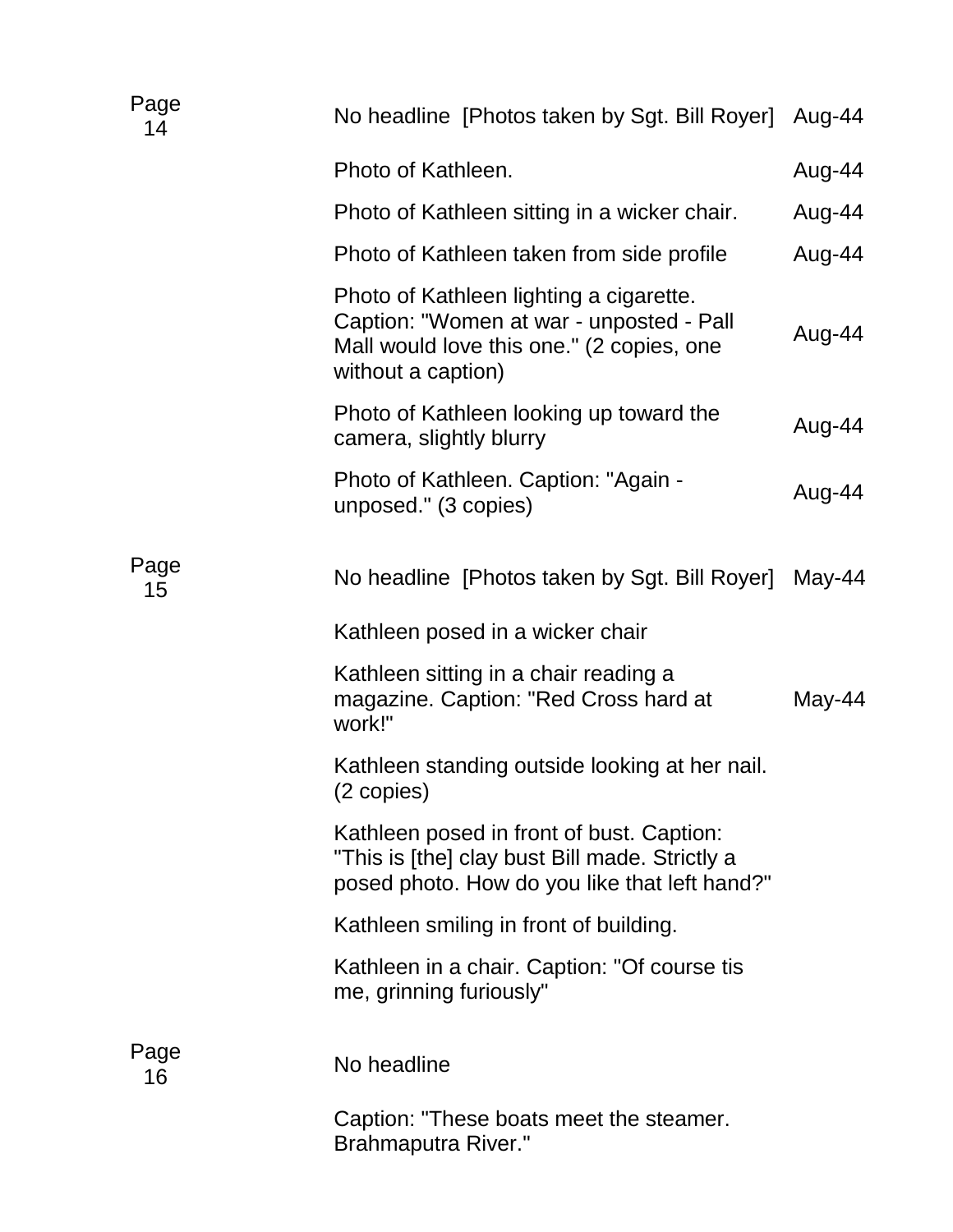| Page | Description | Date |
|---|---|---|
| Page 14 | No headline [Photos taken by Sgt. Bill Royer] | Aug-44 |
| | Photo of Kathleen. | Aug-44 |
| | Photo of Kathleen sitting in a wicker chair. | Aug-44 |
| | Photo of Kathleen taken from side profile | Aug-44 |
| | Photo of Kathleen lighting a cigarette. Caption: "Women at war - unposted - Pall Mall would love this one." (2 copies, one without a caption) | Aug-44 |
| | Photo of Kathleen looking up toward the camera, slightly blurry | Aug-44 |
| | Photo of Kathleen. Caption: "Again - unposed." (3 copies) | Aug-44 |
| Page 15 | No headline [Photos taken by Sgt. Bill Royer] | May-44 |
| | Kathleen posed in a wicker chair | |
| | Kathleen sitting in a chair reading a magazine. Caption: "Red Cross hard at work!" | May-44 |
| | Kathleen standing outside looking at her nail. (2 copies) | |
| | Kathleen posed in front of bust. Caption: "This is [the] clay bust Bill made. Strictly a posed photo. How do you like that left hand?" | |
| | Kathleen smiling in front of building. | |
| | Kathleen in a chair. Caption: "Of course tis me, grinning furiously" | |
| Page 16 | No headline | |
| | Caption: "These boats meet the steamer. Brahmaputra River." | |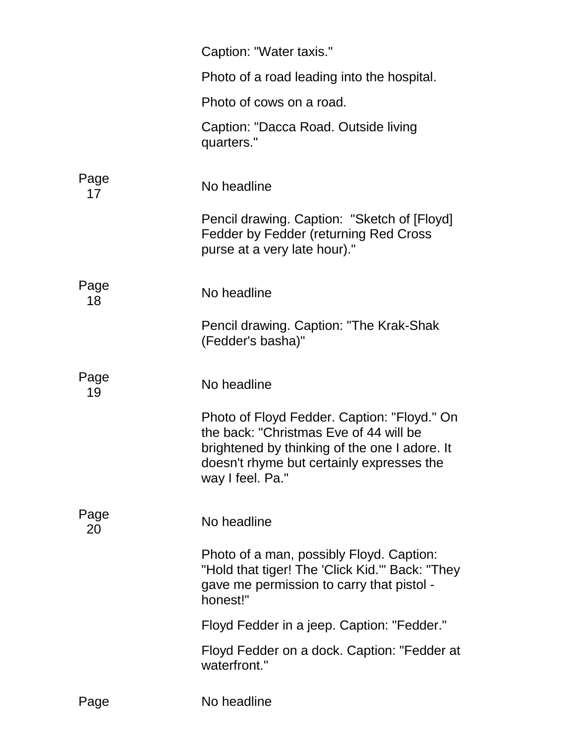Caption: "Water taxis."

Photo of a road leading into the hospital.

Photo of cows on a road.

Caption: "Dacca Road. Outside living quarters."

| | |
|---|---|
| Page 17 | No headline |
| | Pencil drawing. Caption: "Sketch of [Floyd] Fedder by Fedder (returning Red Cross purse at a very late hour)." |
| Page 18 | No headline |
| | Pencil drawing. Caption: "The Krak-Shak (Fedder's basha)" |
| Page 19 | No headline |
| | Photo of Floyd Fedder. Caption: "Floyd." On the back: "Christmas Eve of 44 will be brightened by thinking of the one I adore. It doesn't rhyme but certainly expresses the way I feel. Pa." |
| Page 20 | No headline |
| | Photo of a man, possibly Floyd. Caption: "Hold that tiger! The 'Click Kid.'" Back: "They gave me permission to carry that pistol - honest!" |
| | Floyd Fedder in a jeep. Caption: "Fedder." |
| | Floyd Fedder on a dock. Caption: "Fedder at waterfront." |
| Page | No headline |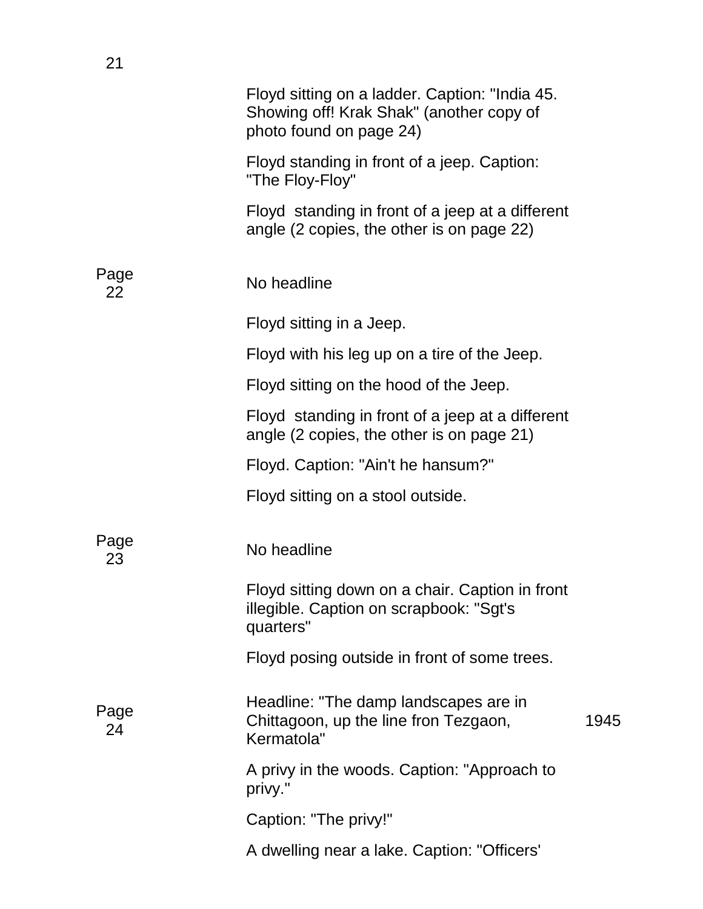| Page | Description | Date |
|---|---|---|
| 21 | Floyd sitting on a ladder. Caption: "India 45. Showing off! Krak Shak" (another copy of photo found on page 24) | |
| | Floyd standing in front of a jeep. Caption: "The Floy-Floy" | |
| | Floyd  standing in front of a jeep at a different angle (2 copies, the other is on page 22) | |
| Page 22 | No headline | |
| | Floyd sitting in a Jeep. | |
| | Floyd with his leg up on a tire of the Jeep. | |
| | Floyd sitting on the hood of the Jeep. | |
| | Floyd  standing in front of a jeep at a different angle (2 copies, the other is on page 21) | |
| | Floyd. Caption: "Ain't he hansum?" | |
| | Floyd sitting on a stool outside. | |
| Page 23 | No headline | |
| | Floyd sitting down on a chair. Caption in front illegible. Caption on scrapbook: "Sgt's quarters" | |
| | Floyd posing outside in front of some trees. | |
| Page 24 | Headline: "The damp landscapes are in Chittagoon, up the line fron Tezgaon, Kermatola" | 1945 |
| | A privy in the woods. Caption: "Approach to privy." | |
| | Caption: "The privy!" | |
| | A dwelling near a lake. Caption: "Officers' | |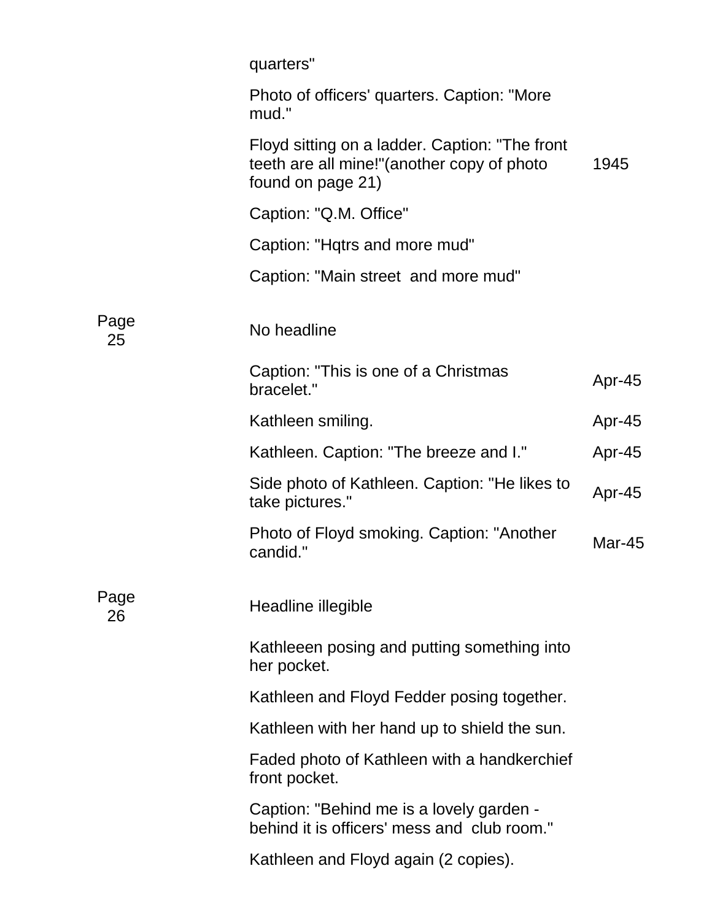| | | |
|---|---|---|
| | quarters" | |
| | Photo of officers' quarters. Caption: "More mud." | |
| | Floyd sitting on a ladder. Caption: "The front teeth are all mine!"(another copy of photo found on page 21) | 1945 |
| | Caption: "Q.M. Office" | |
| | Caption: "Hqtrs and more mud" | |
| | Caption: "Main street and more mud" | |
| Page 25 | No headline | |
| | Caption: "This is one of a Christmas bracelet." | Apr-45 |
| | Kathleen smiling. | Apr-45 |
| | Kathleen. Caption: "The breeze and I." | Apr-45 |
| | Side photo of Kathleen. Caption: "He likes to take pictures." | Apr-45 |
| | Photo of Floyd smoking. Caption: "Another candid." | Mar-45 |
| Page 26 | Headline illegible | |
| | Kathleeen posing and putting something into her pocket. | |
| | Kathleen and Floyd Fedder posing together. | |
| | Kathleen with her hand up to shield the sun. | |
| | Faded photo of Kathleen with a handkerchief front pocket. | |
| | Caption: "Behind me is a lovely garden - behind it is officers' mess and club room." | |
| | Kathleen and Floyd again (2 copies). | |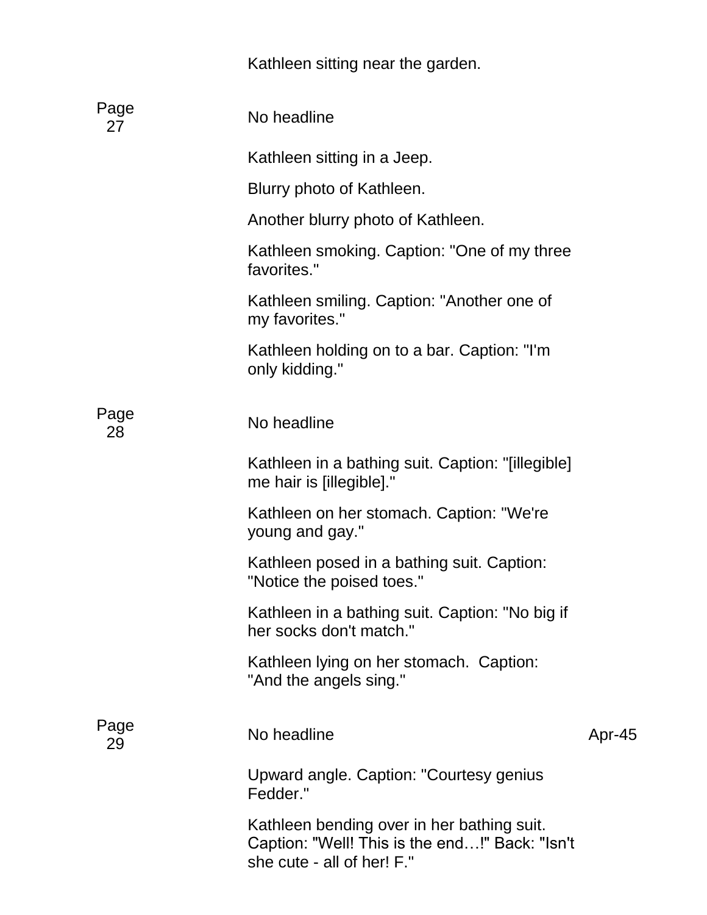Kathleen sitting near the garden.

| | | |
|---|---|---|
| Page 27 | No headline | |
| | Kathleen sitting in a Jeep. | |
| | Blurry photo of Kathleen. | |
| | Another blurry photo of Kathleen. | |
| | Kathleen smoking. Caption: "One of my three favorites." | |
| | Kathleen smiling. Caption: "Another one of my favorites." | |
| | Kathleen holding on to a bar. Caption: "I'm only kidding." | |
| Page 28 | No headline | |
| | Kathleen in a bathing suit. Caption: "[illegible] me hair is [illegible]." | |
| | Kathleen on her stomach. Caption: "We're young and gay." | |
| | Kathleen posed in a bathing suit. Caption: "Notice the poised toes." | |
| | Kathleen in a bathing suit. Caption: "No big if her socks don't match." | |
| | Kathleen lying on her stomach. Caption: "And the angels sing." | |
| Page 29 | No headline | Apr-45 |
| | Upward angle. Caption: "Courtesy genius Fedder." | |
| | Kathleen bending over in her bathing suit. Caption: "Well! This is the end…!" Back: "Isn't she cute - all of her! F." | |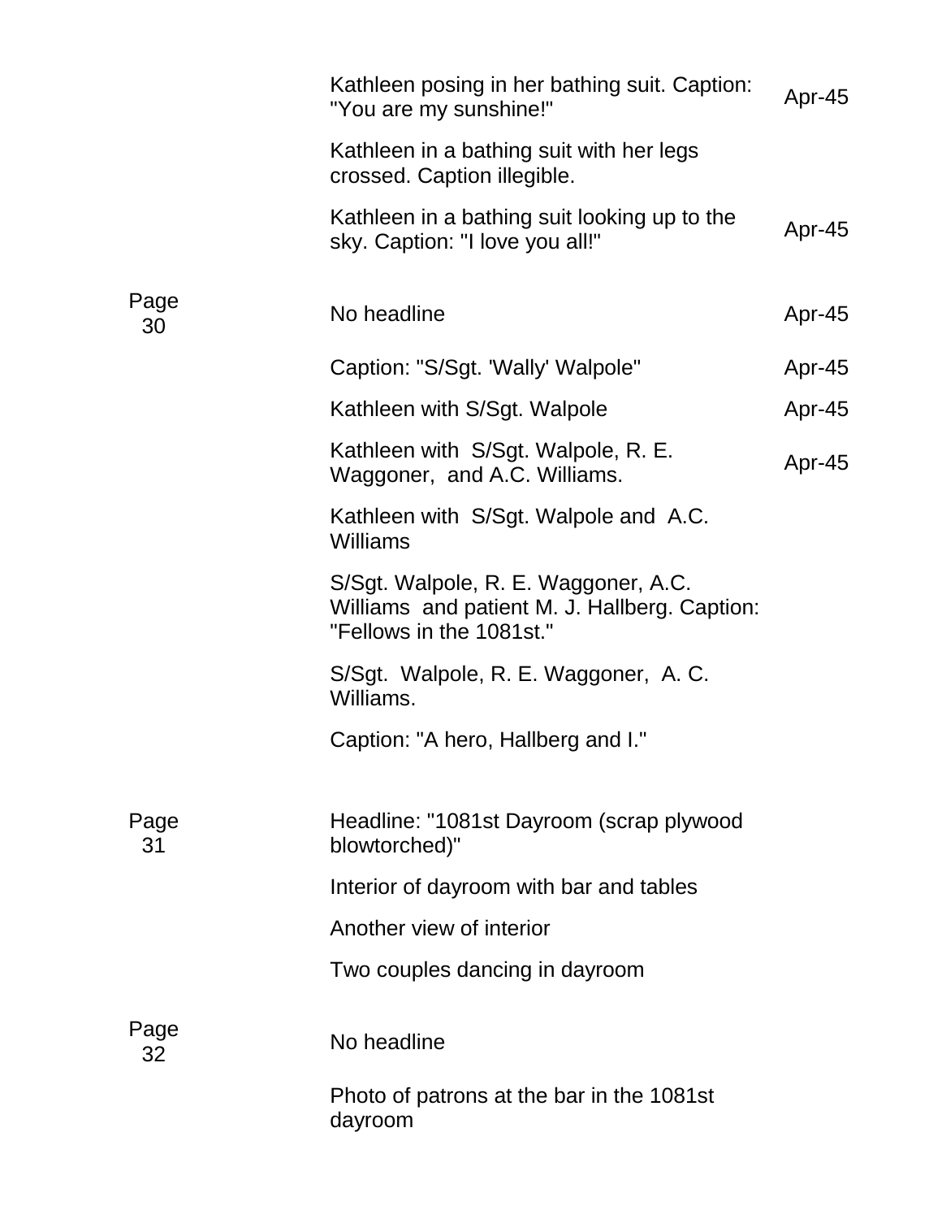| | | |
|---|---|---|
| | Kathleen posing in her bathing suit. Caption: "You are my sunshine!" | Apr-45 |
| | Kathleen in a bathing suit with her legs crossed. Caption illegible. | |
| | Kathleen in a bathing suit looking up to the sky. Caption: "I love you all!" | Apr-45 |
| Page 30 | No headline | Apr-45 |
| | Caption: "S/Sgt. 'Wally' Walpole" | Apr-45 |
| | Kathleen with S/Sgt. Walpole | Apr-45 |
| | Kathleen with S/Sgt. Walpole, R. E. Waggoner, and A.C. Williams. | Apr-45 |
| | Kathleen with S/Sgt. Walpole and A.C. Williams | |
| | S/Sgt. Walpole, R. E. Waggoner, A.C. Williams and patient M. J. Hallberg. Caption: "Fellows in the 1081st." | |
| | S/Sgt. Walpole, R. E. Waggoner, A. C. Williams. | |
| | Caption: "A hero, Hallberg and I." | |
| Page 31 | Headline: "1081st Dayroom (scrap plywood blowtorched)" | |
| | Interior of dayroom with bar and tables | |
| | Another view of interior | |
| | Two couples dancing in dayroom | |
| Page 32 | No headline | |
| | Photo of patrons at the bar in the 1081st dayroom | |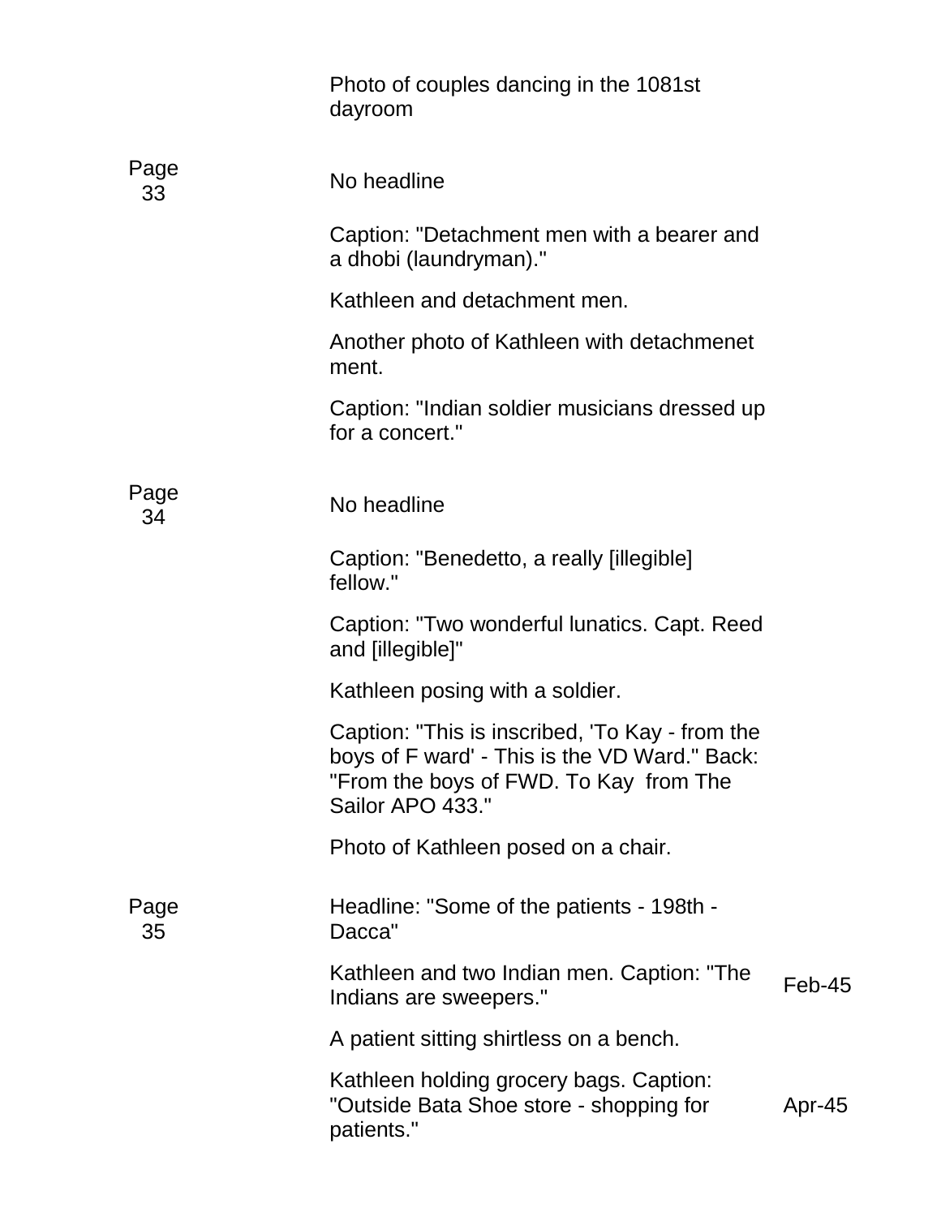| | | |
|---|---|---|
| | Photo of couples dancing in the 1081st dayroom | |
| Page 33 | No headline | |
| | Caption: "Detachment men with a bearer and a dhobi (laundryman)." | |
| | Kathleen and detachment men. | |
| | Another photo of Kathleen with detachmenet ment. | |
| | Caption: "Indian soldier musicians dressed up for a concert." | |
| Page 34 | No headline | |
| | Caption: "Benedetto, a really [illegible] fellow." | |
| | Caption: "Two wonderful lunatics. Capt. Reed and [illegible]" | |
| | Kathleen posing with a soldier. | |
| | Caption: "This is inscribed, 'To Kay - from the boys of F ward' - This is the VD Ward." Back: "From the boys of FWD. To Kay from The Sailor APO 433." | |
| | Photo of Kathleen posed on a chair. | |
| Page 35 | Headline: "Some of the patients - 198th - Dacca" | |
| | Kathleen and two Indian men. Caption: "The Indians are sweepers." | Feb-45 |
| | A patient sitting shirtless on a bench. | |
| | Kathleen holding grocery bags. Caption: "Outside Bata Shoe store - shopping for patients." | Apr-45 |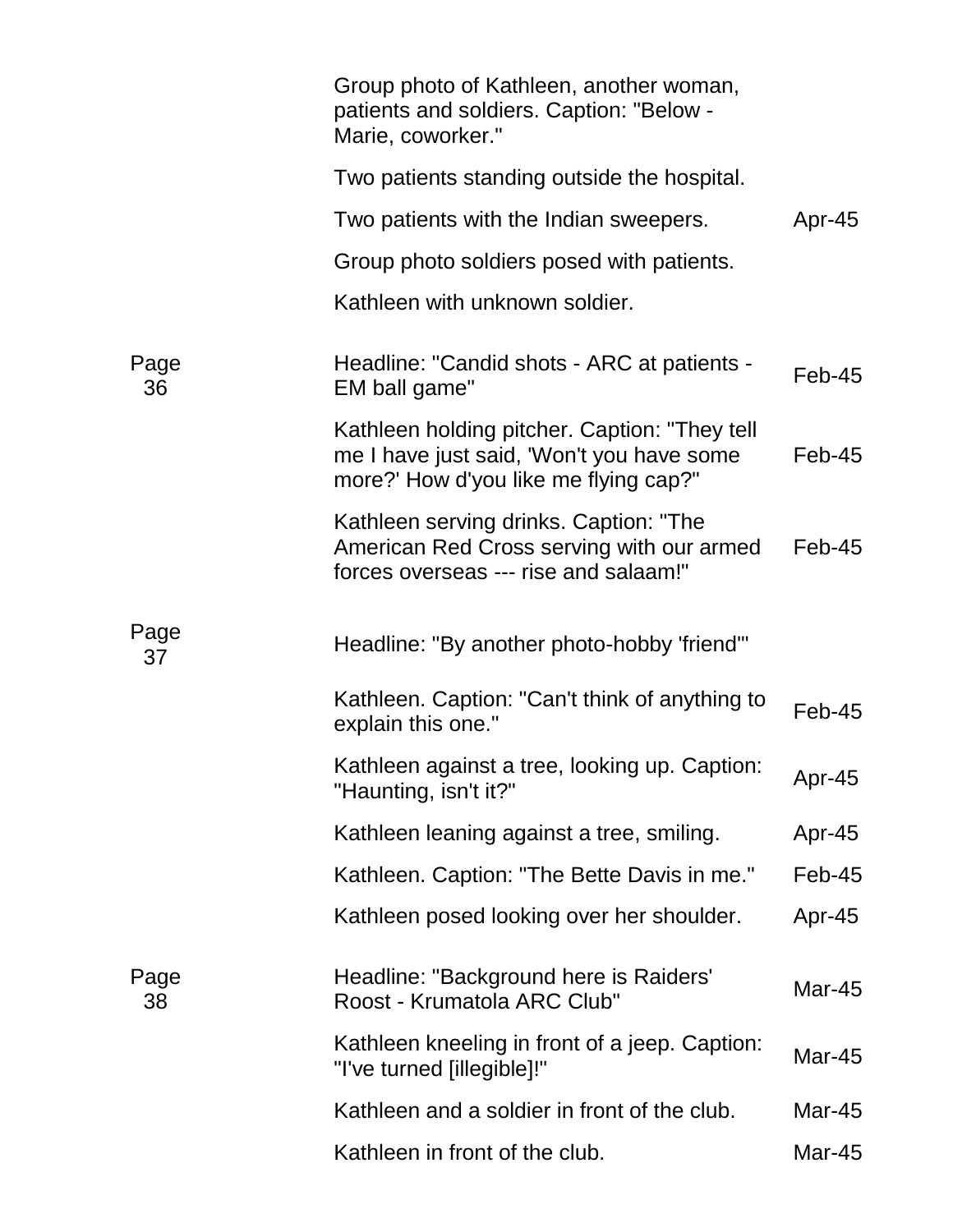| | | |
|---|---|---|
| | Group photo of Kathleen, another woman, patients and soldiers. Caption: "Below - Marie, coworker." | |
| | Two patients standing outside the hospital. | |
| | Two patients with the Indian sweepers. | Apr-45 |
| | Group photo soldiers posed with patients. | |
| | Kathleen with unknown soldier. | |
| Page 36 | Headline: "Candid shots - ARC at patients - EM ball game" | Feb-45 |
| | Kathleen holding pitcher. Caption: "They tell me I have just said, 'Won't you have some more?' How d'you like me flying cap?" | Feb-45 |
| | Kathleen serving drinks. Caption: "The American Red Cross serving with our armed forces overseas --- rise and salaam!" | Feb-45 |
| Page 37 | Headline: "By another photo-hobby 'friend'" | |
| | Kathleen. Caption: "Can't think of anything to explain this one." | Feb-45 |
| | Kathleen against a tree, looking up. Caption: "Haunting, isn't it?" | Apr-45 |
| | Kathleen leaning against a tree, smiling. | Apr-45 |
| | Kathleen. Caption: "The Bette Davis in me." | Feb-45 |
| | Kathleen posed looking over her shoulder. | Apr-45 |
| Page 38 | Headline: "Background here is Raiders' Roost - Krumatola ARC Club" | Mar-45 |
| | Kathleen kneeling in front of a jeep. Caption: "I've turned [illegible]!" | Mar-45 |
| | Kathleen and a soldier in front of the club. | Mar-45 |
| | Kathleen in front of the club. | Mar-45 |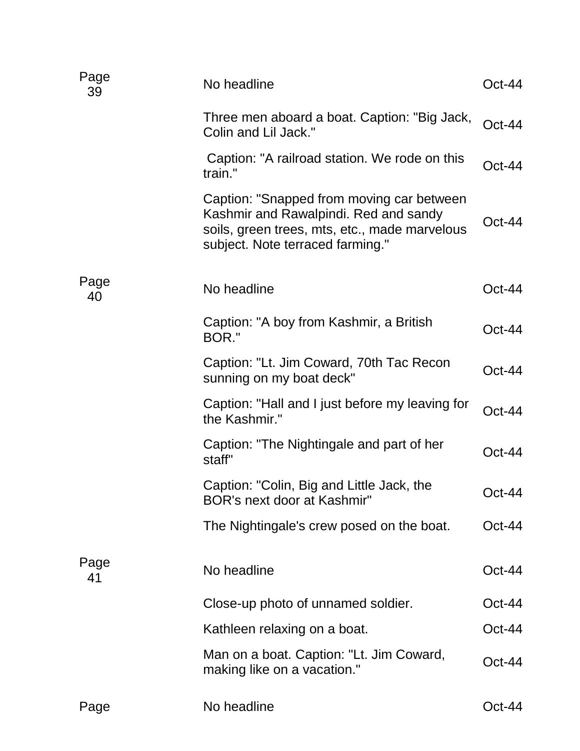| | | |
|---|---|---|
| Page 39 | No headline | Oct-44 |
| | Three men aboard a boat. Caption: "Big Jack, Colin and Lil Jack." | Oct-44 |
| | Caption: "A railroad station. We rode on this train." | Oct-44 |
| | Caption: "Snapped from moving car between Kashmir and Rawalpindi. Red and sandy soils, green trees, mts, etc., made marvelous subject. Note terraced farming." | Oct-44 |
| Page 40 | No headline | Oct-44 |
| | Caption: "A boy from Kashmir, a British BOR." | Oct-44 |
| | Caption: "Lt. Jim Coward, 70th Tac Recon sunning on my boat deck" | Oct-44 |
| | Caption: "Hall and I just before my leaving for the Kashmir." | Oct-44 |
| | Caption: "The Nightingale and part of her staff" | Oct-44 |
| | Caption: "Colin, Big and Little Jack, the BOR's next door at Kashmir" | Oct-44 |
| | The Nightingale's crew posed on the boat. | Oct-44 |
| Page 41 | No headline | Oct-44 |
| | Close-up photo of unnamed soldier. | Oct-44 |
| | Kathleen relaxing on a boat. | Oct-44 |
| | Man on a boat. Caption: "Lt. Jim Coward, making like on a vacation." | Oct-44 |
| Page | No headline | Oct-44 |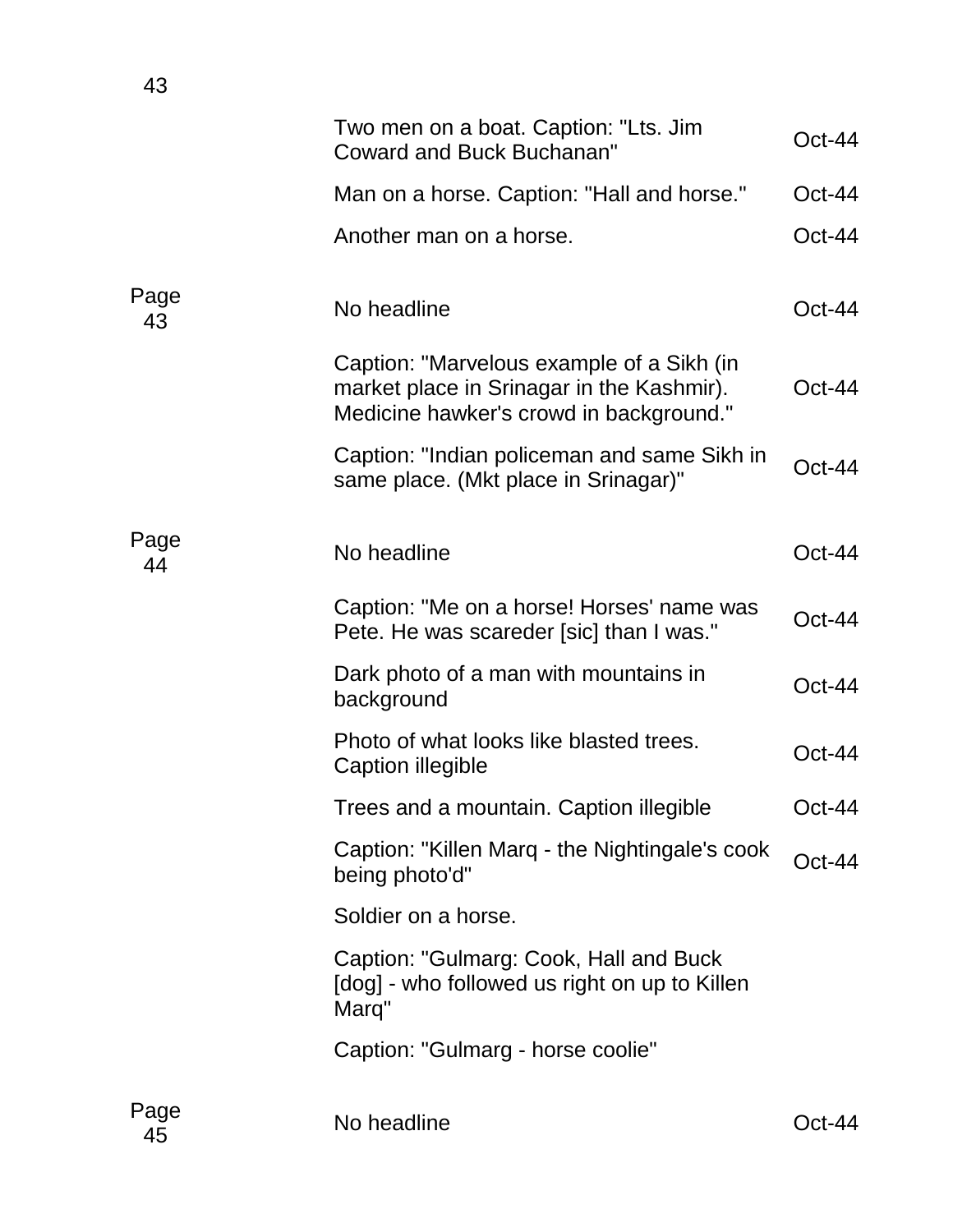| | | |
|---|---|---|
| 43 | | |
| | Two men on a boat. Caption: "Lts. Jim Coward and Buck Buchanan" | Oct-44 |
| | Man on a horse. Caption: "Hall and horse." | Oct-44 |
| | Another man on a horse. | Oct-44 |
| Page 43 | No headline | Oct-44 |
| | Caption: "Marvelous example of a Sikh (in market place in Srinagar in the Kashmir). Medicine hawker's crowd in background." | Oct-44 |
| | Caption: "Indian policeman and same Sikh in same place. (Mkt place in Srinagar)" | Oct-44 |
| Page 44 | No headline | Oct-44 |
| | Caption: "Me on a horse! Horses' name was Pete. He was scareder [sic] than I was." | Oct-44 |
| | Dark photo of a man with mountains in background | Oct-44 |
| | Photo of what looks like blasted trees. Caption illegible | Oct-44 |
| | Trees and a mountain. Caption illegible | Oct-44 |
| | Caption: "Killen Marq - the Nightingale's cook being photo'd" | Oct-44 |
| | Soldier on a horse. | |
| | Caption: "Gulmarg: Cook, Hall and Buck [dog] - who followed us right on up to Killen Marq" | |
| | Caption: "Gulmarg - horse coolie" | |
| Page 45 | No headline | Oct-44 |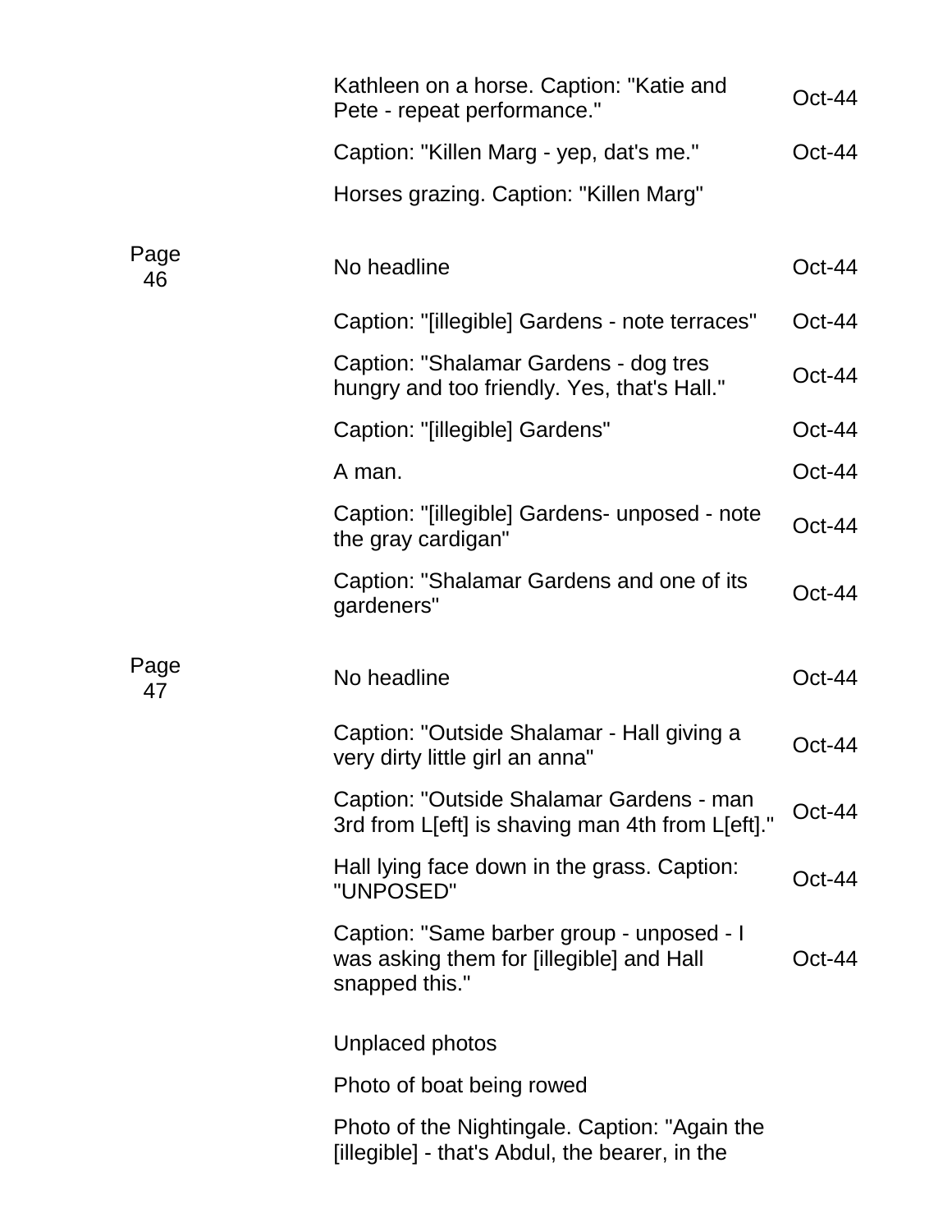| | | |
|---|---|---|
| | Kathleen on a horse. Caption: "Katie and Pete - repeat performance." | Oct-44 |
| | Caption: "Killen Marg - yep, dat's me." | Oct-44 |
| | Horses grazing. Caption: "Killen Marg" | |
| Page 46 | No headline | Oct-44 |
| | Caption: "[illegible] Gardens - note terraces" | Oct-44 |
| | Caption: "Shalamar Gardens - dog tres hungry and too friendly. Yes, that's Hall." | Oct-44 |
| | Caption: "[illegible] Gardens" | Oct-44 |
| | A man. | Oct-44 |
| | Caption: "[illegible] Gardens- unposed - note the gray cardigan" | Oct-44 |
| | Caption: "Shalamar Gardens and one of its gardeners" | Oct-44 |
| Page 47 | No headline | Oct-44 |
| | Caption: "Outside Shalamar - Hall giving a very dirty little girl an anna" | Oct-44 |
| | Caption: "Outside Shalamar Gardens - man 3rd from L[eft] is shaving man 4th from L[eft]." | Oct-44 |
| | Hall lying face down in the grass. Caption: "UNPOSED" | Oct-44 |
| | Caption: "Same barber group - unposed - I was asking them for [illegible] and Hall snapped this." | Oct-44 |
| | Unplaced photos | |
| | Photo of boat being rowed | |
| | Photo of the Nightingale. Caption: "Again the [illegible] - that's Abdul, the bearer, in the | |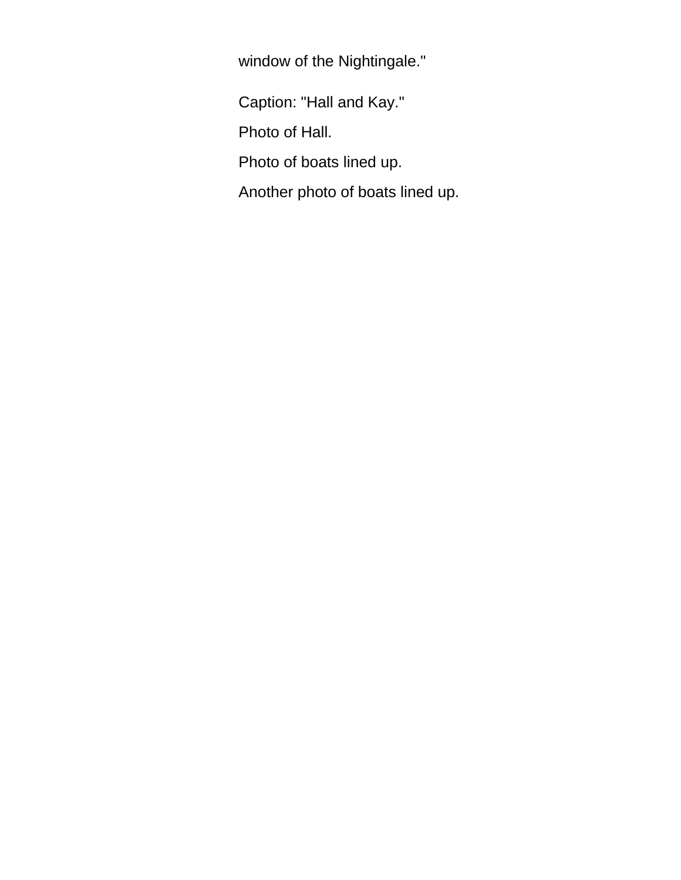window of the Nightingale."

Caption: "Hall and Kay."

Photo of Hall.

Photo of boats lined up.

Another photo of boats lined up.